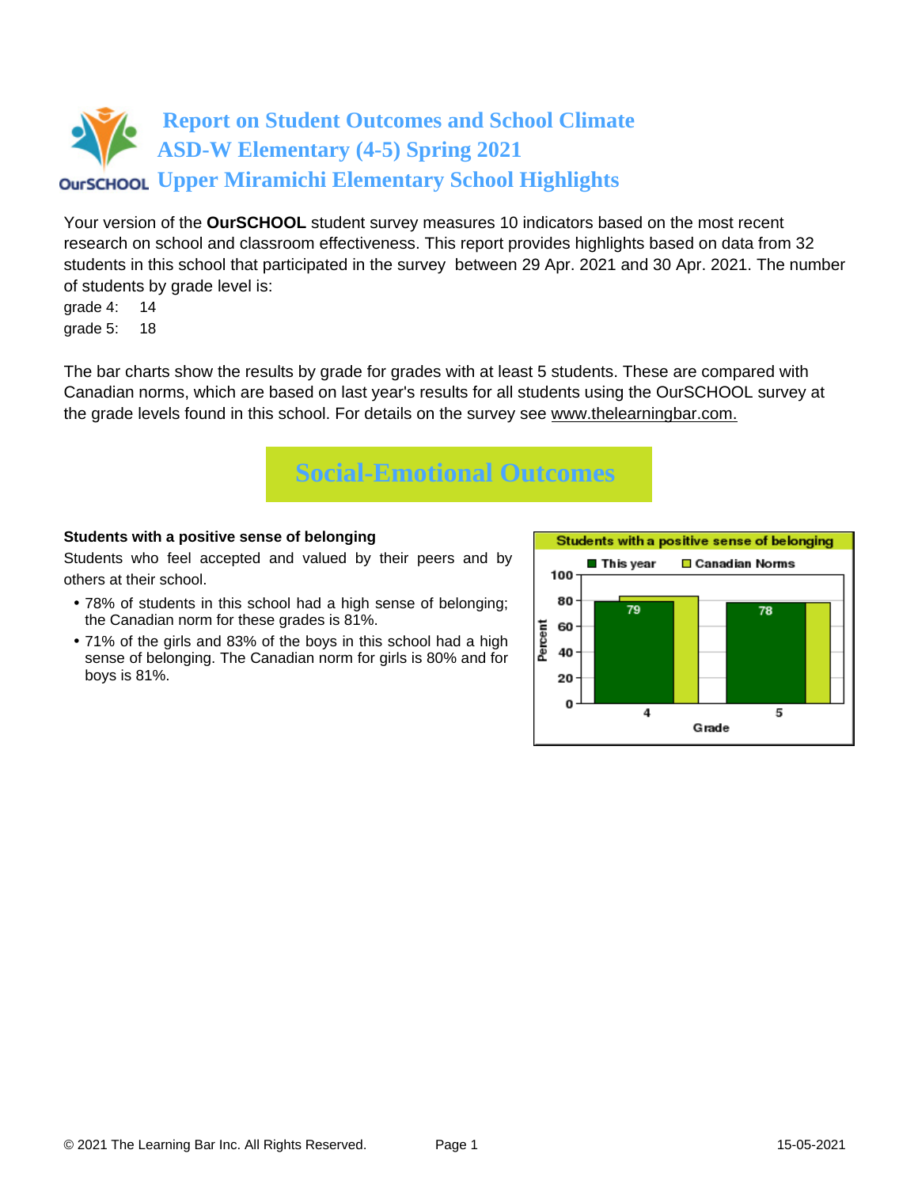# Report on Student Outcomes and School Climate
# ASD-W Elementary (4-5) Spring 2021
# Upper Miramichi Elementary School Highlights

Your version of the **OurSCHOOL** student survey measures 10 indicators based on the most recent research on school and classroom effectiveness. This report provides highlights based on data from 32 students in this school that participated in the survey between 29 Apr. 2021 and 30 Apr. 2021. The number of students by grade level is:

grade 4: 14
grade 5: 18

The bar charts show the results by grade for grades with at least 5 students. These are compared with Canadian norms, which are based on last year's results for all students using the OurSCHOOL survey at the grade levels found in this school. For details on the survey see www.thelearningbar.com.

## Social-Emotional Outcomes

**Students with a positive sense of belonging**

Students who feel accepted and valued by their peers and by others at their school.

- 78% of students in this school had a high sense of belonging; the Canadian norm for these grades is 81%.
- 71% of the girls and 83% of the boys in this school had a high sense of belonging. The Canadian norm for girls is 80% and for boys is 81%.

Students with a positive sense of belonging

| Grade | This year | Canadian Norms |
|---|---|---|
| 4 | 79 | |
| 5 | 78 | |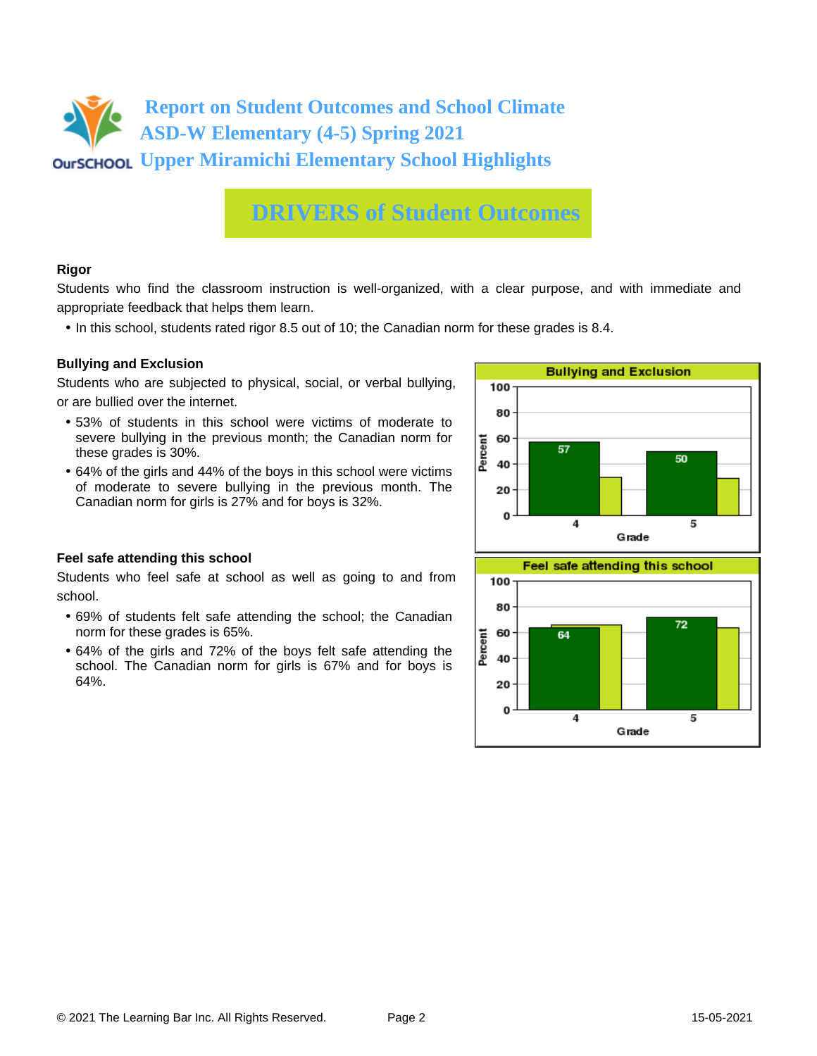# Report on Student Outcomes and School Climate
# ASD-W Elementary (4-5) Spring 2021
# Upper Miramichi Elementary School Highlights

## DRIVERS of Student Outcomes

**Rigor**

Students who find the classroom instruction is well-organized, with a clear purpose, and with immediate and appropriate feedback that helps them learn.

- In this school, students rated rigor 8.5 out of 10; the Canadian norm for these grades is 8.4.

**Bullying and Exclusion**

Students who are subjected to physical, social, or verbal bullying, or are bullied over the internet.

- 53% of students in this school were victims of moderate to severe bullying in the previous month; the Canadian norm for these grades is 30%.
- 64% of the girls and 44% of the boys in this school were victims of moderate to severe bullying in the previous month. The Canadian norm for girls is 27% and for boys is 32%.

**Bullying and Exclusion**

| Grade | School (Percent) |
|---|---|
| 4 | 57 |
| 5 | 50 |

**Feel safe attending this school**

Students who feel safe at school as well as going to and from school.

- 69% of students felt safe attending the school; the Canadian norm for these grades is 65%.
- 64% of the girls and 72% of the boys felt safe attending the school. The Canadian norm for girls is 67% and for boys is 64%.

**Feel safe attending this school**

| Grade | School (Percent) |
|---|---|
| 4 | 64 |
| 5 | 72 |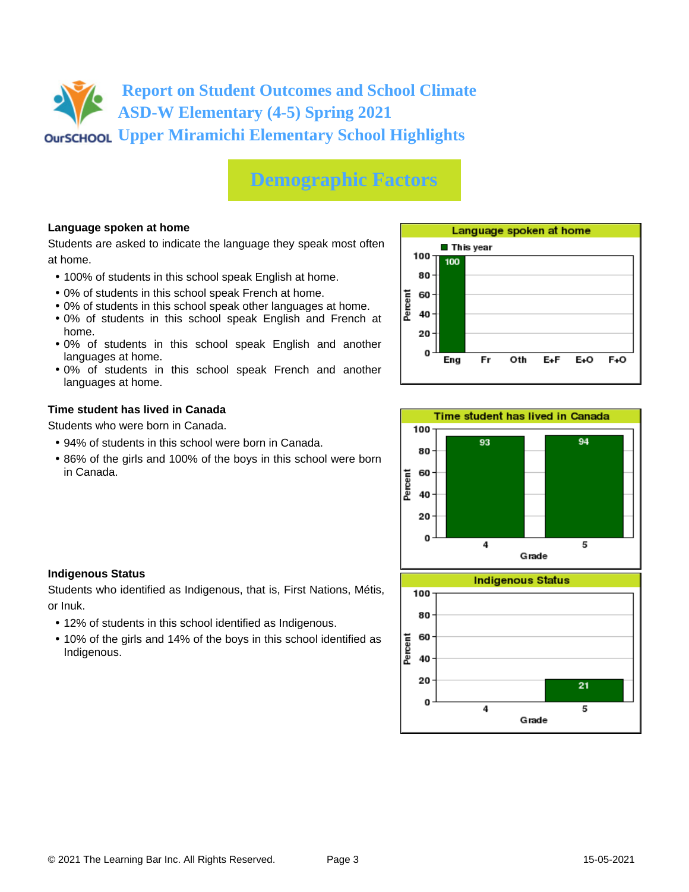# Report on Student Outcomes and School Climate
# ASD-W Elementary (4-5) Spring 2021
# Upper Miramichi Elementary School Highlights

## Demographic Factors

### Language spoken at home

Students are asked to indicate the language they speak most often at home.

- 100% of students in this school speak English at home.
- 0% of students in this school speak French at home.
- 0% of students in this school speak other languages at home.
- 0% of students in this school speak English and French at home.
- 0% of students in this school speak English and another languages at home.
- 0% of students in this school speak French and another languages at home.

**Language spoken at home**

| Language | This year (Percent) |
|---|---|
| Eng | 100 |
| Fr | |
| Oth | |
| E+F | |
| E+O | |
| F+O | |

### Time student has lived in Canada

Students who were born in Canada.

- 94% of students in this school were born in Canada.
- 86% of the girls and 100% of the boys in this school were born in Canada.

**Time student has lived in Canada**

| Grade | Percent |
|---|---|
| 4 | 93 |
| 5 | 94 |

### Indigenous Status

Students who identified as Indigenous, that is, First Nations, Métis, or Inuk.

- 12% of students in this school identified as Indigenous.
- 10% of the girls and 14% of the boys in this school identified as Indigenous.

**Indigenous Status**

| Grade | Percent |
|---|---|
| 4 | |
| 5 | 21 |

© 2021 The Learning Bar Inc. All Rights Reserved. 15-05-2021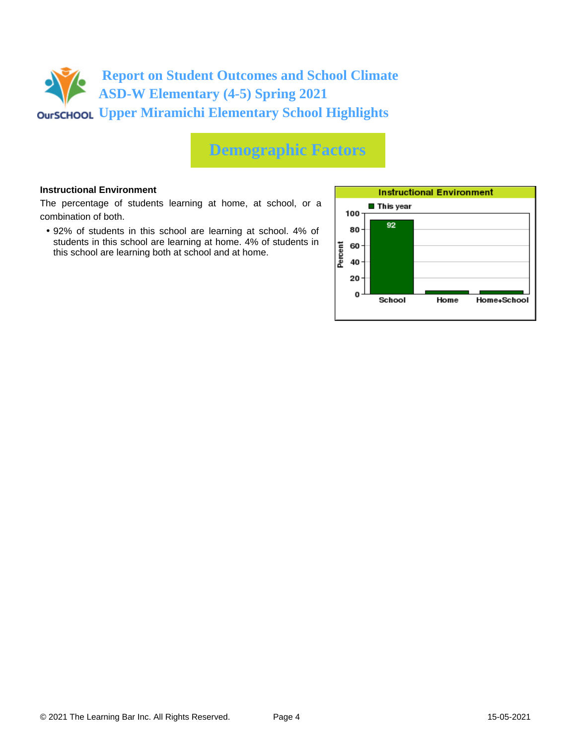# Report on Student Outcomes and School Climate
## ASD-W Elementary (4-5) Spring 2021
## Upper Miramichi Elementary School Highlights

## Demographic Factors

**Instructional Environment**

The percentage of students learning at home, at school, or a combination of both.

- 92% of students in this school are learning at school. 4% of students in this school are learning at home. 4% of students in this school are learning both at school and at home.

**Instructional Environment**

| | School | Home | Home+School |
|---|---|---|---|
| This year (Percent) | 92 | 4 | 4 |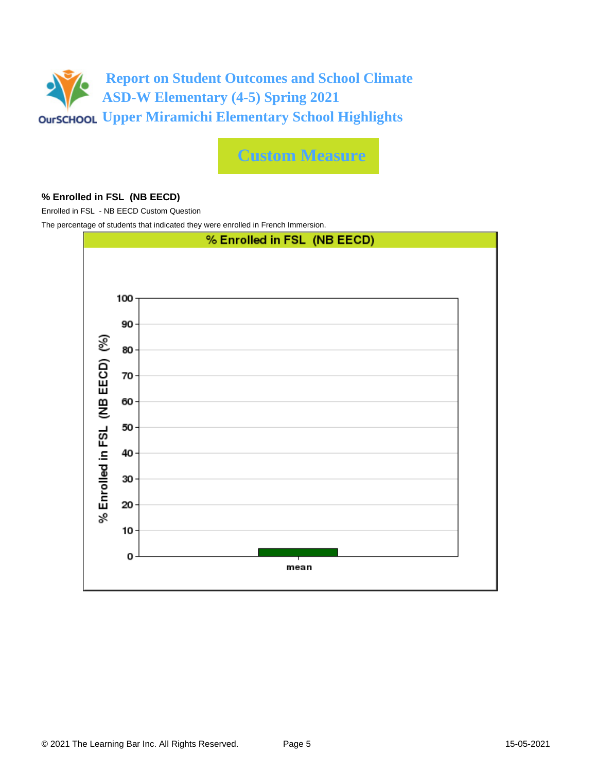# Report on Student Outcomes and School Climate
## ASD-W Elementary (4-5) Spring 2021
## Upper Miramichi Elementary School Highlights

## Custom Measure

**% Enrolled in FSL (NB EECD)**

Enrolled in FSL - NB EECD Custom Question

The percentage of students that indicated they were enrolled in French Immersion.

% Enrolled in FSL (NB EECD)

% Enrolled in FSL (NB EECD) (%)

100
90
80
70
60
50
40
30
20
10
0

mean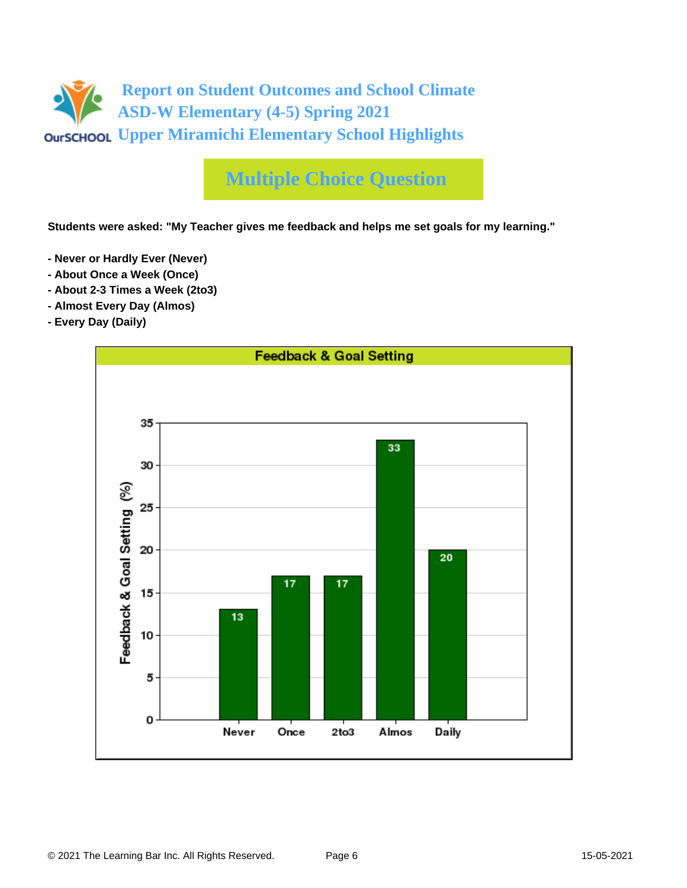# Report on Student Outcomes and School Climate
## ASD-W Elementary (4-5) Spring 2021
## Upper Miramichi Elementary School Highlights

## Multiple Choice Question

**Students were asked: "My Teacher gives me feedback and helps me set goals for my learning."**

- **Never or Hardly Ever (Never)**
- **About Once a Week (Once)**
- **About 2-3 Times a Week (2to3)**
- **Almost Every Day (Almos)**
- **Every Day (Daily)**

**Feedback & Goal Setting**

| Response | Feedback & Goal Setting (%) |
|---|---|
| Never | 13 |
| Once | 17 |
| 2to3 | 17 |
| Almos | 33 |
| Daily | 20 |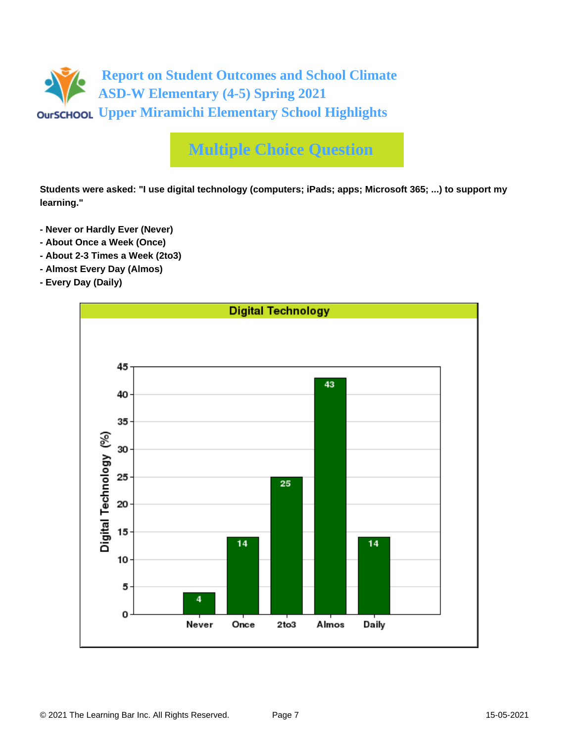# Report on Student Outcomes and School Climate
# ASD-W Elementary (4-5) Spring 2021
# Upper Miramichi Elementary School Highlights

## Multiple Choice Question

**Students were asked: "I use digital technology (computers; iPads; apps; Microsoft 365; ...) to support my learning."**

- **Never or Hardly Ever (Never)**
- **About Once a Week (Once)**
- **About 2-3 Times a Week (2to3)**
- **Almost Every Day (Almos)**
- **Every Day (Daily)**

Digital Technology

Digital Technology (%)

45
40
35
30
25
20
15
10
5
0

4
14
25
43
14

Never
Once
2to3
Almos
Daily